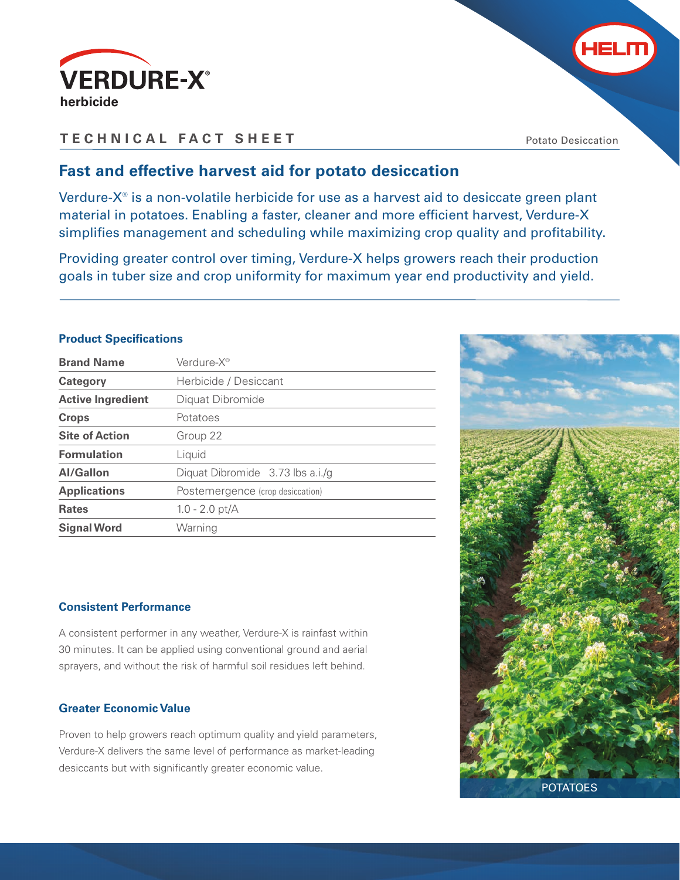# VERDURE-X®

herbicide

HELM

## TECHNICAL FACT SHEET

Potato Desiccation

## Fast and effective harvest aid for potato desiccation

Verdure-X® is a non-volatile herbicide for use as a harvest aid to desiccate green plant material in potatoes. Enabling a faster, cleaner and more efficient harvest, Verdure-X simplifies management and scheduling while maximizing crop quality and profitability.

Providing greater control over timing, Verdure-X helps growers reach their production goals in tuber size and crop uniformity for maximum year end productivity and yield.

### Product Specifications

| **Brand Name** | Verdure-X® |
|---|---|
| **Category** | Herbicide / Desiccant |
| **Active Ingredient** | Diquat Dibromide |
| **Crops** | Potatoes |
| **Site of Action** | Group 22 |
| **Formulation** | Liquid |
| **AI/Gallon** | Diquat Dibromide 3.73 lbs a.i./g |
| **Applications** | Postemergence (crop desiccation) |
| **Rates** | 1.0 - 2.0 pt/A |
| **Signal Word** | Warning |

### Consistent Performance

A consistent performer in any weather, Verdure-X is rainfast within 30 minutes. It can be applied using conventional ground and aerial sprayers, and without the risk of harmful soil residues left behind.

### Greater Economic Value

Proven to help growers reach optimum quality and yield parameters, Verdure-X delivers the same level of performance as market-leading desiccants but with significantly greater economic value.

POTATOES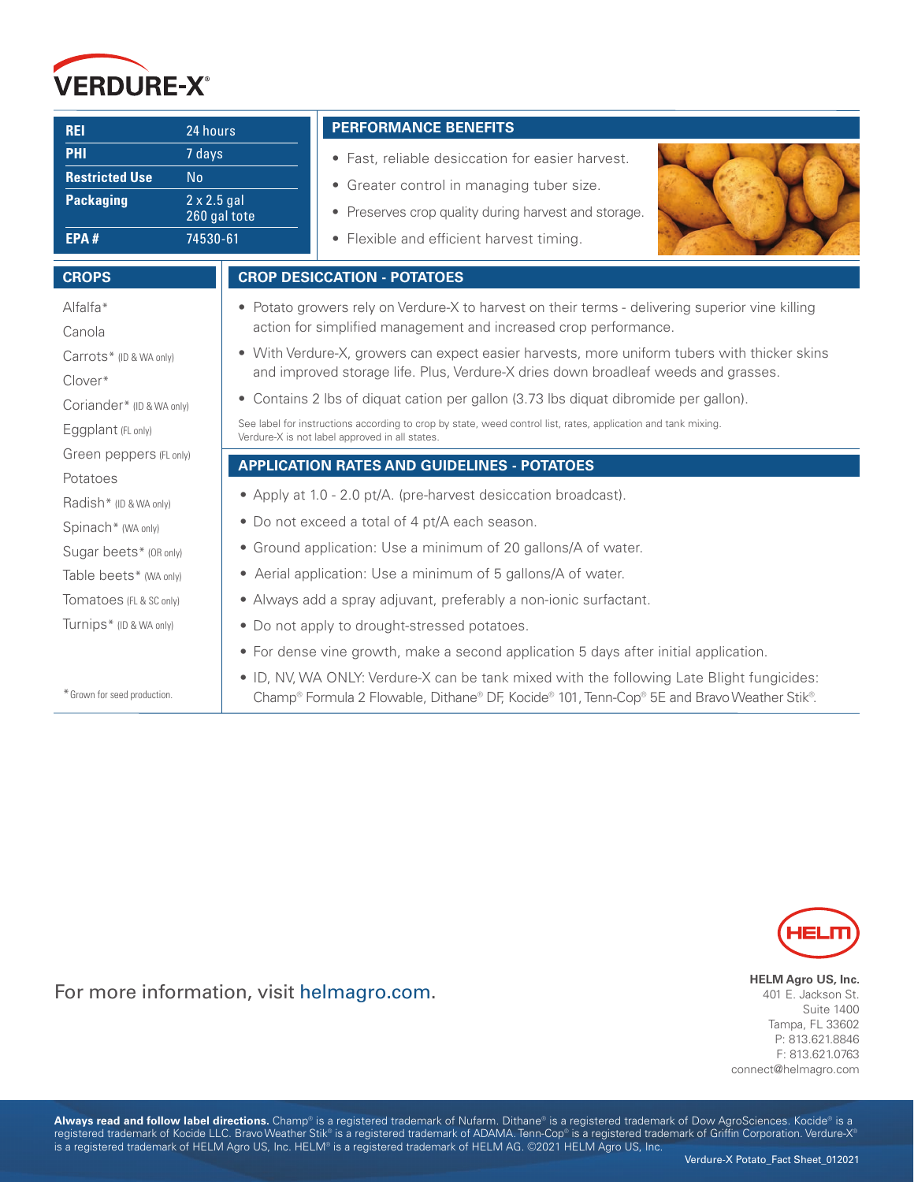# VERDURE-X®

| | |
|---|---|
| **REI** | 24 hours |
| **PHI** | 7 days |
| **Restricted Use** | No |
| **Packaging** | 2 x 2.5 gal<br>260 gal tote |
| **EPA #** | 74530-61 |

## PERFORMANCE BENEFITS

- Fast, reliable desiccation for easier harvest.
- Greater control in managing tuber size.
- Preserves crop quality during harvest and storage.
- Flexible and efficient harvest timing.

## CROPS

Alfalfa*
Canola
Carrots* (ID & WA only)
Clover*
Coriander* (ID & WA only)
Eggplant (FL only)
Green peppers (FL only)
Potatoes
Radish* (ID & WA only)
Spinach* (WA only)
Sugar beets* (OR only)
Table beets* (WA only)
Tomatoes (FL & SC only)
Turnips* (ID & WA only)

*Grown for seed production.

## CROP DESICCATION - POTATOES

- Potato growers rely on Verdure-X to harvest on their terms - delivering superior vine killing action for simplified management and increased crop performance.
- With Verdure-X, growers can expect easier harvests, more uniform tubers with thicker skins and improved storage life. Plus, Verdure-X dries down broadleaf weeds and grasses.
- Contains 2 lbs of diquat cation per gallon (3.73 lbs diquat dibromide per gallon).

See label for instructions according to crop by state, weed control list, rates, application and tank mixing. Verdure-X is not label approved in all states.

## APPLICATION RATES AND GUIDELINES - POTATOES

- Apply at 1.0 - 2.0 pt/A. (pre-harvest desiccation broadcast).
- Do not exceed a total of 4 pt/A each season.
- Ground application: Use a minimum of 20 gallons/A of water.
- Aerial application: Use a minimum of 5 gallons/A of water.
- Always add a spray adjuvant, preferably a non-ionic surfactant.
- Do not apply to drought-stressed potatoes.
- For dense vine growth, make a second application 5 days after initial application.
- ID, NV, WA ONLY: Verdure-X can be tank mixed with the following Late Blight fungicides: Champ® Formula 2 Flowable, Dithane® DF, Kocide® 101, Tenn-Cop® 5E and Bravo Weather Stik®.

For more information, visit helmagro.com.

**HELM Agro US, Inc.**
401 E. Jackson St.
Suite 1400
Tampa, FL 33602
P: 813.621.8846
F: 813.621.0763
connect@helmagro.com

**Always read and follow label directions.** Champ® is a registered trademark of Nufarm. Dithane® is a registered trademark of Dow AgroSciences. Kocide® is a registered trademark of Kocide LLC. Bravo Weather Stik® is a registered trademark of ADAMA. Tenn-Cop® is a registered trademark of Griffin Corporation. Verdure-X® is a registered trademark of HELM Agro US, Inc. HELM® is a registered trademark of HELM AG. ©2021 HELM Agro US, Inc.

Verdure-X Potato_Fact Sheet_012021